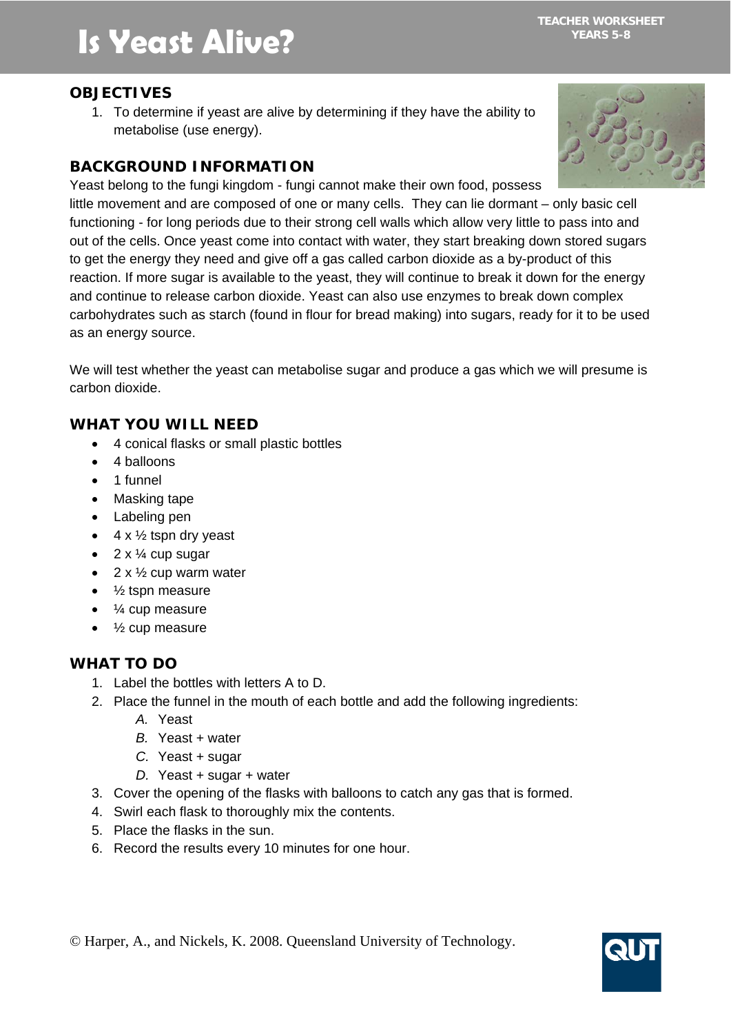# Is Yeast Alive?

TEACHER WORKSHEET
YEARS 5-8

## OBJECTIVES

1. To determine if yeast are alive by determining if they have the ability to metabolise (use energy).

## BACKGROUND INFORMATION

Yeast belong to the fungi kingdom - fungi cannot make their own food, possess little movement and are composed of one or many cells. They can lie dormant – only basic cell functioning - for long periods due to their strong cell walls which allow very little to pass into and out of the cells. Once yeast come into contact with water, they start breaking down stored sugars to get the energy they need and give off a gas called carbon dioxide as a by-product of this reaction. If more sugar is available to the yeast, they will continue to break it down for the energy and continue to release carbon dioxide. Yeast can also use enzymes to break down complex carbohydrates such as starch (found in flour for bread making) into sugars, ready for it to be used as an energy source.

We will test whether the yeast can metabolise sugar and produce a gas which we will presume is carbon dioxide.

## WHAT YOU WILL NEED

- 4 conical flasks or small plastic bottles
- 4 balloons
- 1 funnel
- Masking tape
- Labeling pen
- 4 x ½ tspn dry yeast
- 2 x ¼ cup sugar
- 2 x ½ cup warm water
- ½ tspn measure
- ¼ cup measure
- ½ cup measure

## WHAT TO DO

1. Label the bottles with letters A to D.
2. Place the funnel in the mouth of each bottle and add the following ingredients:
   *A.* Yeast
   *B.* Yeast + water
   *C.* Yeast + sugar
   *D.* Yeast + sugar + water
3. Cover the opening of the flasks with balloons to catch any gas that is formed.
4. Swirl each flask to thoroughly mix the contents.
5. Place the flasks in the sun.
6. Record the results every 10 minutes for one hour.

© Harper, A., and Nickels, K. 2008. Queensland University of Technology.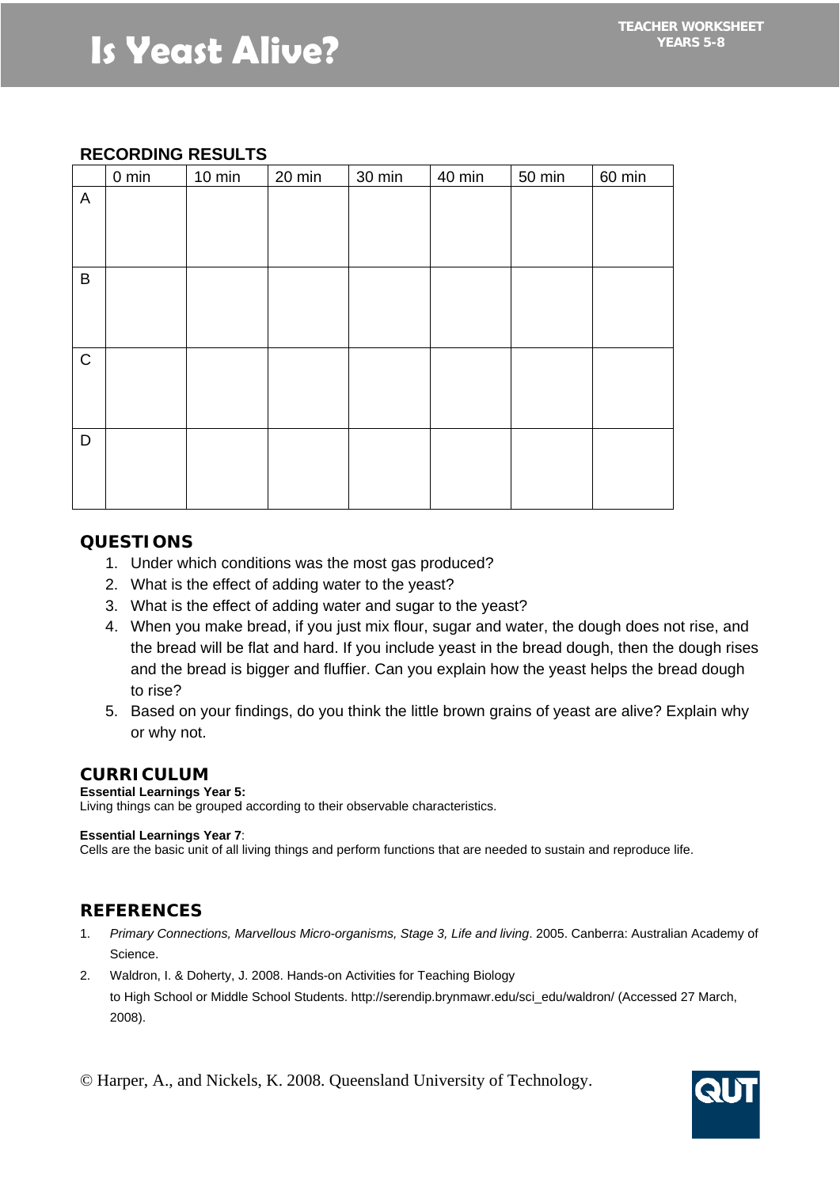# Is Yeast Alive?

TEACHER WORKSHEET
YEARS 5-8

**RECORDING RESULTS**

| | 0 min | 10 min | 20 min | 30 min | 40 min | 50 min | 60 min |
|---|---|---|---|---|---|---|---|
| A | | | | | | | |
| B | | | | | | | |
| C | | | | | | | |
| D | | | | | | | |

## QUESTIONS

1. Under which conditions was the most gas produced?
2. What is the effect of adding water to the yeast?
3. What is the effect of adding water and sugar to the yeast?
4. When you make bread, if you just mix flour, sugar and water, the dough does not rise, and the bread will be flat and hard. If you include yeast in the bread dough, then the dough rises and the bread is bigger and fluffier. Can you explain how the yeast helps the bread dough to rise?
5. Based on your findings, do you think the little brown grains of yeast are alive? Explain why or why not.

## CURRICULUM

**Essential Learnings Year 5:**
Living things can be grouped according to their observable characteristics.

**Essential Learnings Year 7**:
Cells are the basic unit of all living things and perform functions that are needed to sustain and reproduce life.

## REFERENCES

1. *Primary Connections, Marvellous Micro-organisms, Stage 3, Life and living*. 2005. Canberra: Australian Academy of Science.
2. Waldron, I. & Doherty, J. 2008. Hands-on Activities for Teaching Biology to High School or Middle School Students. http://serendip.brynmawr.edu/sci_edu/waldron/ (Accessed 27 March, 2008).

© Harper, A., and Nickels, K. 2008. Queensland University of Technology.